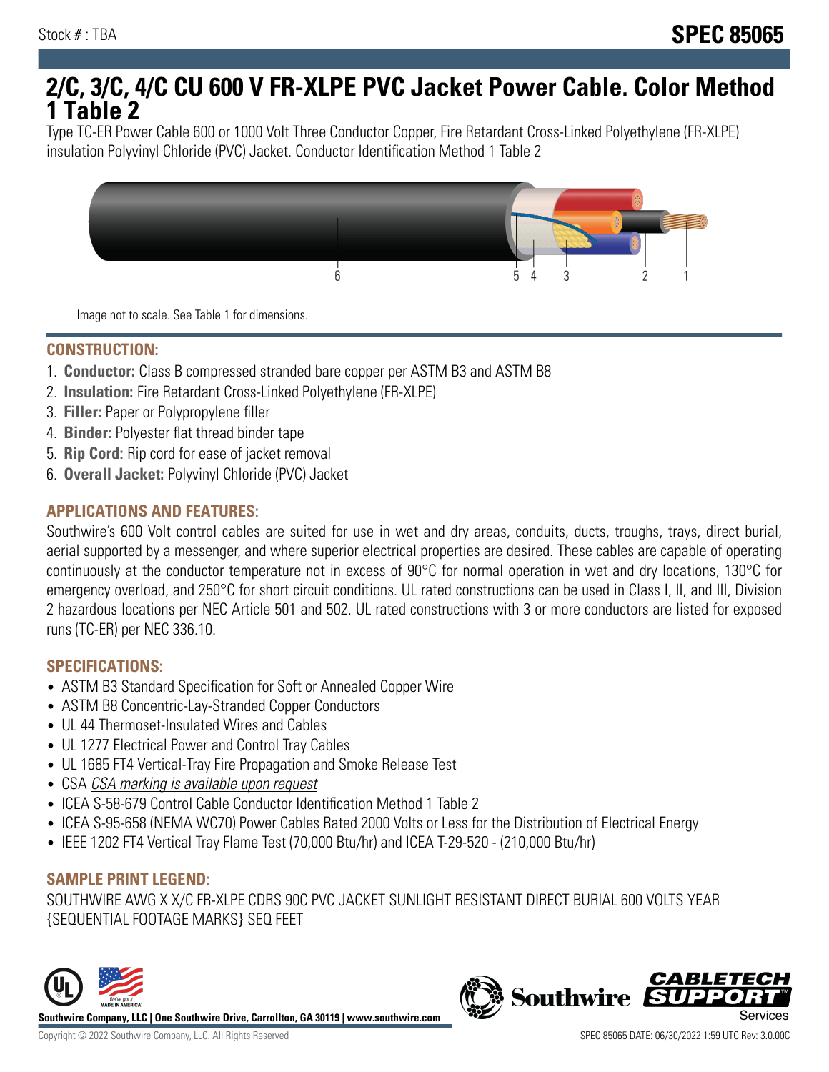Stock # : TBA

# SPEC 85065

# 2/C, 3/C, 4/C CU 600 V FR-XLPE PVC Jacket Power Cable. Color Method 1 Table 2

Type TC-ER Power Cable 600 or 1000 Volt Three Conductor Copper, Fire Retardant Cross-Linked Polyethylene (FR-XLPE) insulation Polyvinyl Chloride (PVC) Jacket. Conductor Identification Method 1 Table 2

Image not to scale. See Table 1 for dimensions.

## CONSTRUCTION:

1. **Conductor:** Class B compressed stranded bare copper per ASTM B3 and ASTM B8
2. **Insulation:** Fire Retardant Cross-Linked Polyethylene (FR-XLPE)
3. **Filler:** Paper or Polypropylene filler
4. **Binder:** Polyester flat thread binder tape
5. **Rip Cord:** Rip cord for ease of jacket removal
6. **Overall Jacket:** Polyvinyl Chloride (PVC) Jacket

## APPLICATIONS AND FEATURES:

Southwire's 600 Volt control cables are suited for use in wet and dry areas, conduits, ducts, troughs, trays, direct burial, aerial supported by a messenger, and where superior electrical properties are desired. These cables are capable of operating continuously at the conductor temperature not in excess of 90°C for normal operation in wet and dry locations, 130°C for emergency overload, and 250°C for short circuit conditions. UL rated constructions can be used in Class I, II, and III, Division 2 hazardous locations per NEC Article 501 and 502. UL rated constructions with 3 or more conductors are listed for exposed runs (TC-ER) per NEC 336.10.

## SPECIFICATIONS:

- ASTM B3 Standard Specification for Soft or Annealed Copper Wire
- ASTM B8 Concentric-Lay-Stranded Copper Conductors
- UL 44 Thermoset-Insulated Wires and Cables
- UL 1277 Electrical Power and Control Tray Cables
- UL 1685 FT4 Vertical-Tray Fire Propagation and Smoke Release Test
- CSA *CSA marking is available upon request*
- ICEA S-58-679 Control Cable Conductor Identification Method 1 Table 2
- ICEA S-95-658 (NEMA WC70) Power Cables Rated 2000 Volts or Less for the Distribution of Electrical Energy
- IEEE 1202 FT4 Vertical Tray Flame Test (70,000 Btu/hr) and ICEA T-29-520 - (210,000 Btu/hr)

## SAMPLE PRINT LEGEND:

SOUTHWIRE AWG X X/C FR-XLPE CDRS 90C PVC JACKET SUNLIGHT RESISTANT DIRECT BURIAL 600 VOLTS YEAR {SEQUENTIAL FOOTAGE MARKS} SEQ FEET

Southwire Company, LLC | One Southwire Drive, Carrollton, GA 30119 | www.southwire.com

Copyright © 2022 Southwire Company, LLC. All Rights Reserved

SPEC 85065 DATE: 06/30/2022 1:59 UTC Rev: 3.0.00C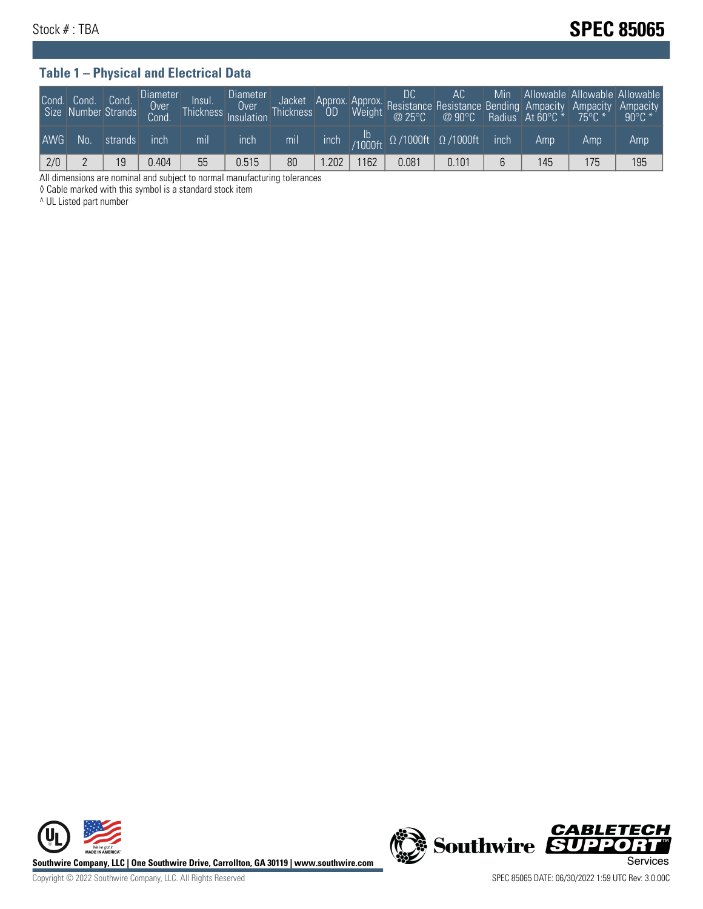Stock # : TBA

# SPEC 85065

### Table 1 – Physical and Electrical Data

| Cond. Size | Cond. Number | Cond. Strands | Diameter Over Cond. | Insul. Thickness | Diameter Over Insulation | Jacket Thickness | Approx. OD | Approx. Weight | DC Resistance @ 25°C | AC Resistance @ 90°C | Min Bending Radius | Allowable Ampacity At 60°C * | Allowable Ampacity 75°C * | Allowable Ampacity 90°C * |
|---|---|---|---|---|---|---|---|---|---|---|---|---|---|---|
| AWG | No. | strands | inch | mil | inch | mil | inch | lb /1000ft | Ω /1000ft | Ω /1000ft | inch | Amp | Amp | Amp |
| 2/0 | 2 | 19 | 0.404 | 55 | 0.515 | 80 | 1.202 | 1162 | 0.081 | 0.101 | 6 | 145 | 175 | 195 |

All dimensions are nominal and subject to normal manufacturing tolerances

◊ Cable marked with this symbol is a standard stock item

^ UL Listed part number

Southwire Company, LLC | One Southwire Drive, Carrollton, GA 30119 | www.southwire.com

Copyright © 2022 Southwire Company, LLC. All Rights Reserved

SPEC 85065 DATE: 06/30/2022 1:59 UTC Rev: 3.0.00C